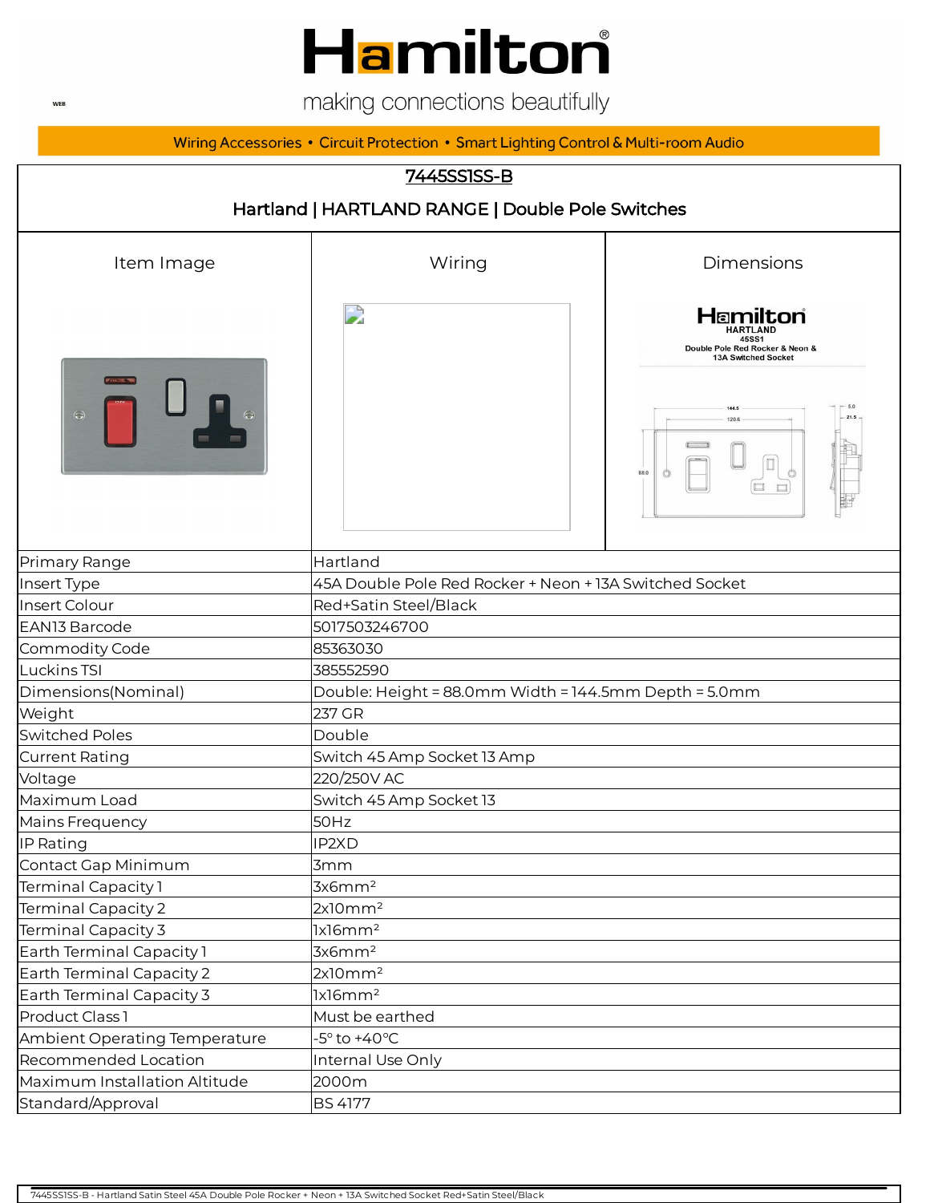# Hamilton

making connections beautifully

WEB

Wiring Accessories • Circuit Protection • Smart Lighting Control & Multi-room Audio

## 7445SS1SS-B

### Hartland | HARTLAND RANGE | Double Pole Switches

| Item Image | Wiring | Dimensions |
|---|---|---|
| | | Hamilton HARTLAND 45SS1 Double Pole Red Rocker & Neon & 13A Switched Socket |

| | |
|---|---|
| Primary Range | Hartland |
| Insert Type | 45A Double Pole Red Rocker + Neon + 13A Switched Socket |
| Insert Colour | Red+Satin Steel/Black |
| EAN13 Barcode | 5017503246700 |
| Commodity Code | 85363030 |
| Luckins TSI | 385552590 |
| Dimensions(Nominal) | Double: Height = 88.0mm Width = 144.5mm Depth = 5.0mm |
| Weight | 237 GR |
| Switched Poles | Double |
| Current Rating | Switch 45 Amp Socket 13 Amp |
| Voltage | 220/250V AC |
| Maximum Load | Switch 45 Amp Socket 13 |
| Mains Frequency | 50Hz |
| IP Rating | IP2XD |
| Contact Gap Minimum | 3mm |
| Terminal Capacity 1 | 3x6mm² |
| Terminal Capacity 2 | 2x10mm² |
| Terminal Capacity 3 | 1x16mm² |
| Earth Terminal Capacity 1 | 3x6mm² |
| Earth Terminal Capacity 2 | 2x10mm² |
| Earth Terminal Capacity 3 | 1x16mm² |
| Product Class 1 | Must be earthed |
| Ambient Operating Temperature | -5° to +40°C |
| Recommended Location | Internal Use Only |
| Maximum Installation Altitude | 2000m |
| Standard/Approval | BS 4177 |

7445SS1SS-B - Hartland Satin Steel 45A Double Pole Rocker + Neon + 13A Switched Socket Red+Satin Steel/Black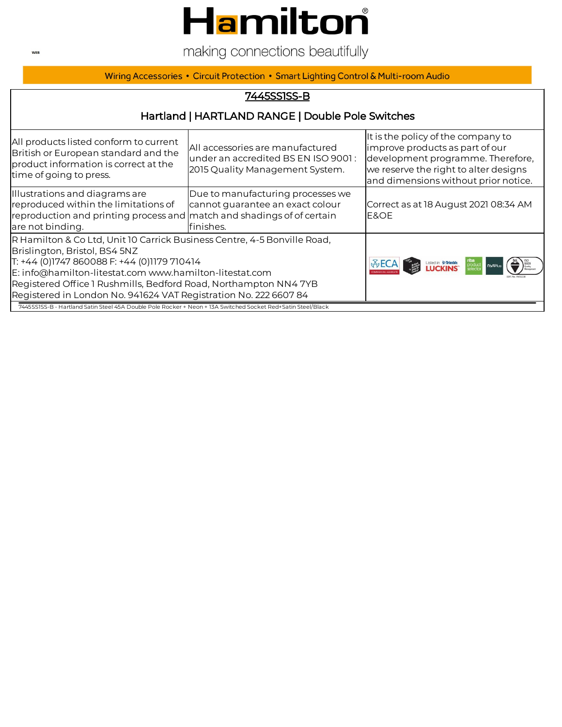WEB

# Hamilton

making connections beautifully

Wiring Accessories • Circuit Protection • Smart Lighting Control & Multi-room Audio

## 7445SS1SS-B

### Hartland | HARTLAND RANGE | Double Pole Switches

| | | |
|---|---|---|
| All products listed conform to current British or European standard and the product information is correct at the time of going to press. | All accessories are manufactured under an accredited BS EN ISO 9001 : 2015 Quality Management System. | It is the policy of the company to improve products as part of our development programme. Therefore, we reserve the right to alter designs and dimensions without prior notice. |
| Illustrations and diagrams are reproduced within the limitations of reproduction and printing process and are not binding. | Due to manufacturing processes we cannot guarantee an exact colour match and shadings of of certain finishes. | Correct as at 18 August 2021 08:34 AM E&OE |

R Hamilton & Co Ltd, Unit 10 Carrick Business Centre, 4-5 Bonville Road, Brislington, Bristol, BS4 5NZ
T: +44 (0)1747 860088 F: +44 (0)1179 710414
E: info@hamilton-litestat.com www.hamilton-litestat.com
Registered Office 1 Rushmills, Bedford Road, Northampton NN4 7YB
Registered in London No. 941624 VAT Registration No. 222 6607 84

7445SS1SS-B - Hartland Satin Steel 45A Double Pole Rocker + Neon + 13A Switched Socket Red+Satin Steel/Black